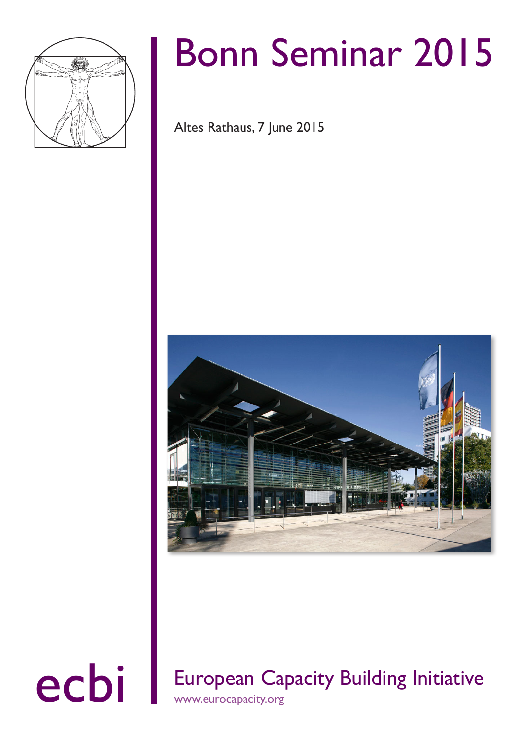# Bonn Seminar 2015

Altes Rathaus, 7 June 2015

ecbi

European Capacity Building Initiative

www.eurocapacity.org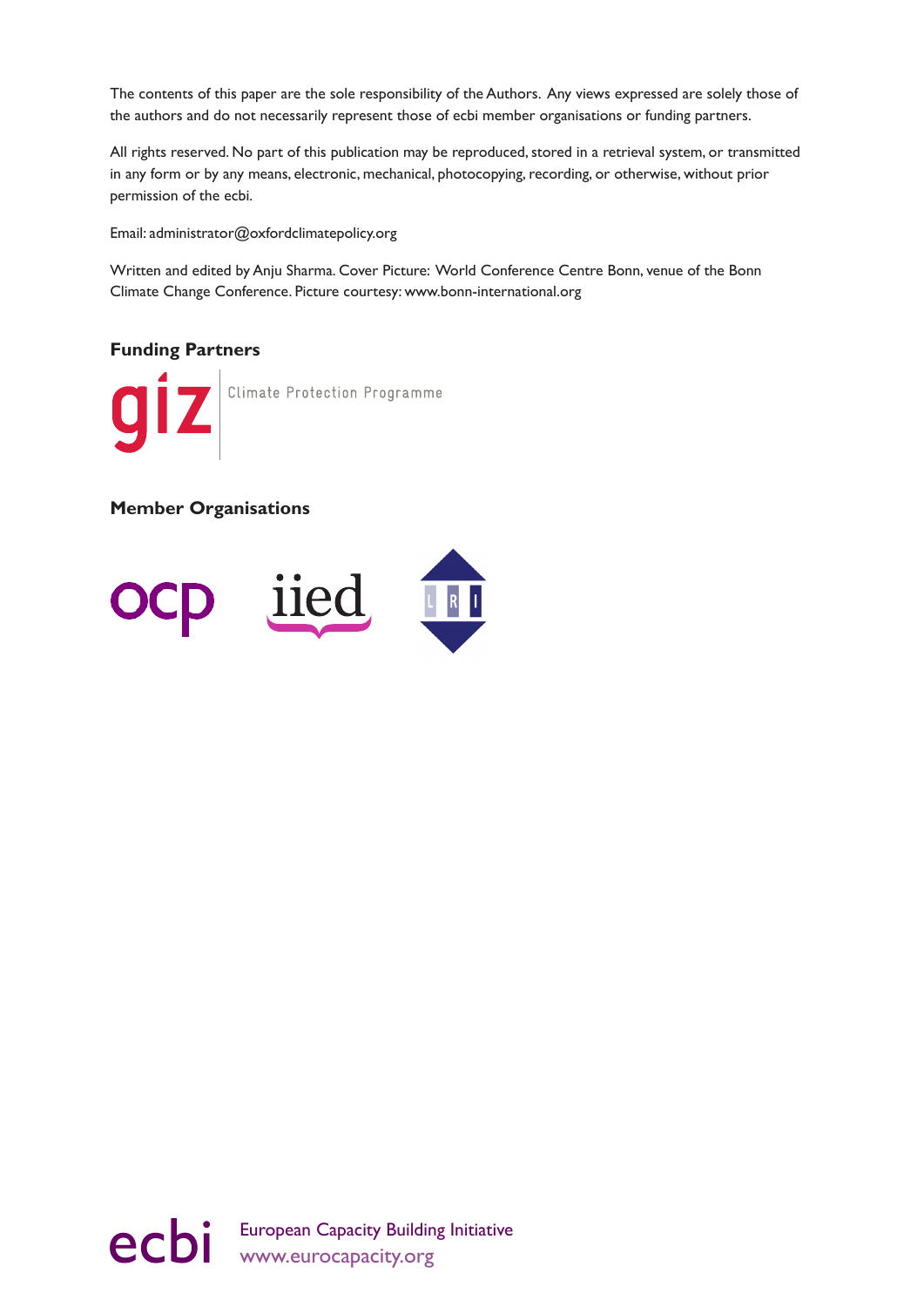The contents of this paper are the sole responsibility of the Authors. Any views expressed are solely those of the authors and do not necessarily represent those of ecbi member organisations or funding partners.

All rights reserved. No part of this publication may be reproduced, stored in a retrieval system, or transmitted in any form or by any means, electronic, mechanical, photocopying, recording, or otherwise, without prior permission of the ecbi.

Email: administrator@oxfordclimatepolicy.org

Written and edited by Anju Sharma. Cover Picture: World Conference Centre Bonn, venue of the Bonn Climate Change Conference. Picture courtesy: www.bonn-international.org

**Funding Partners**

giz | Climate Protection Programme

**Member Organisations**

ocp iied LRI

ecbi European Capacity Building Initiative
www.eurocapacity.org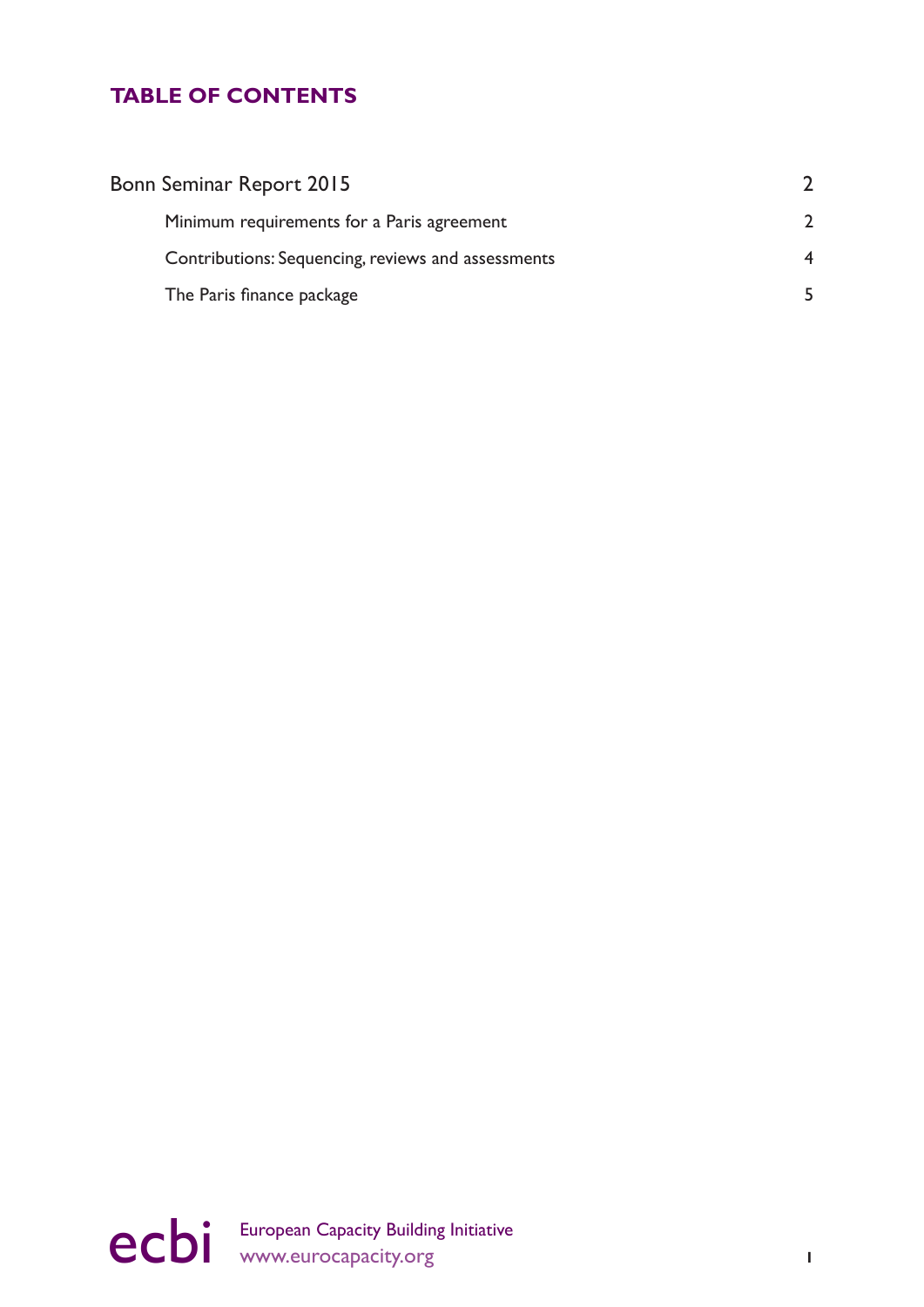## TABLE OF CONTENTS

| | |
|---|---|
| Bonn Seminar Report 2015 | 2 |
| Minimum requirements for a Paris agreement | 2 |
| Contributions: Sequencing, reviews and assessments | 4 |
| The Paris finance package | 5 |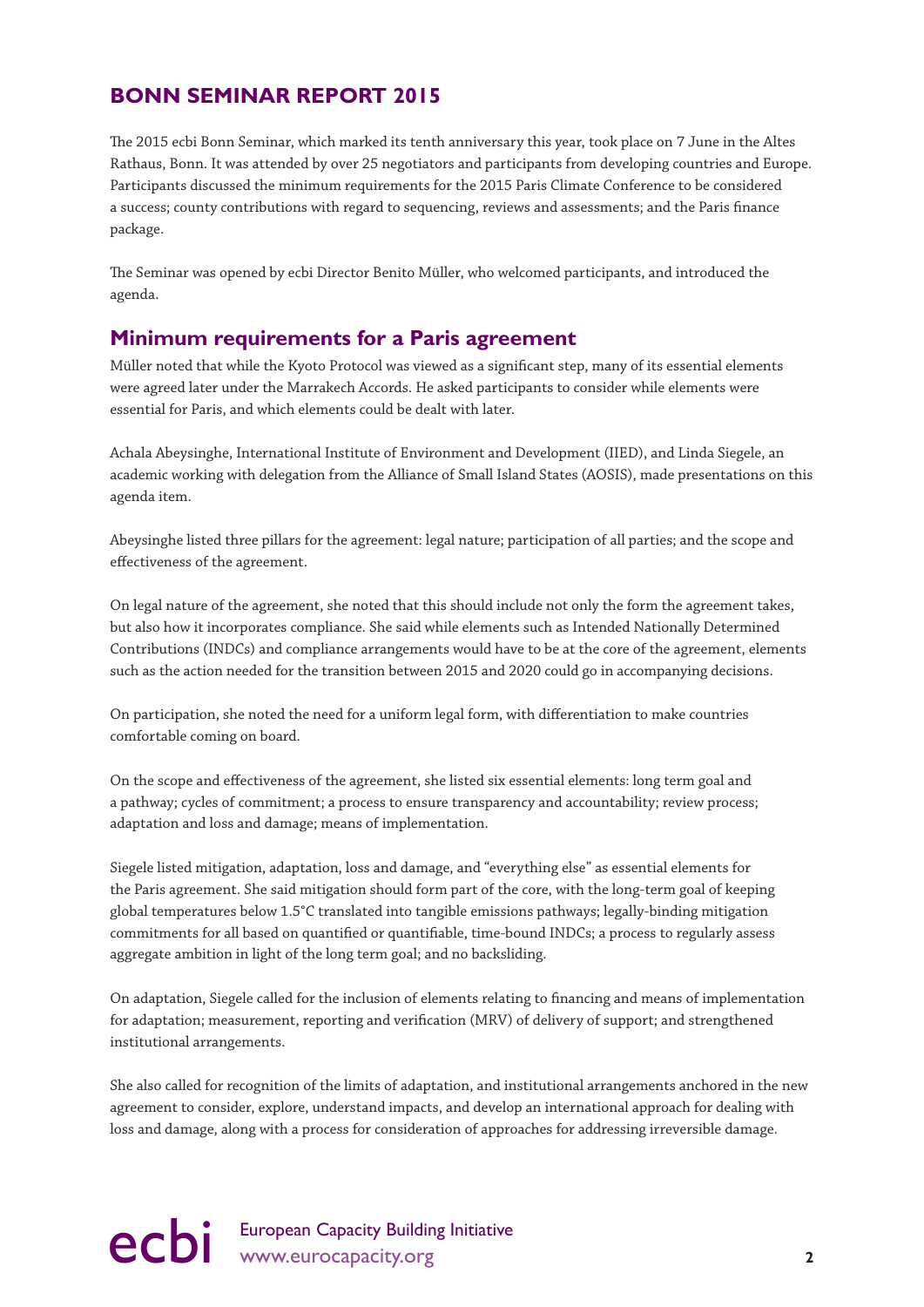## BONN SEMINAR REPORT 2015

The 2015 ecbi Bonn Seminar, which marked its tenth anniversary this year, took place on 7 June in the Altes Rathaus, Bonn. It was attended by over 25 negotiators and participants from developing countries and Europe. Participants discussed the minimum requirements for the 2015 Paris Climate Conference to be considered a success; county contributions with regard to sequencing, reviews and assessments; and the Paris finance package.

The Seminar was opened by ecbi Director Benito Müller, who welcomed participants, and introduced the agenda.

### Minimum requirements for a Paris agreement

Müller noted that while the Kyoto Protocol was viewed as a significant step, many of its essential elements were agreed later under the Marrakech Accords. He asked participants to consider while elements were essential for Paris, and which elements could be dealt with later.

Achala Abeysinghe, International Institute of Environment and Development (IIED), and Linda Siegele, an academic working with delegation from the Alliance of Small Island States (AOSIS), made presentations on this agenda item.

Abeysinghe listed three pillars for the agreement: legal nature; participation of all parties; and the scope and effectiveness of the agreement.

On legal nature of the agreement, she noted that this should include not only the form the agreement takes, but also how it incorporates compliance. She said while elements such as Intended Nationally Determined Contributions (INDCs) and compliance arrangements would have to be at the core of the agreement, elements such as the action needed for the transition between 2015 and 2020 could go in accompanying decisions.

On participation, she noted the need for a uniform legal form, with differentiation to make countries comfortable coming on board.

On the scope and effectiveness of the agreement, she listed six essential elements: long term goal and a pathway; cycles of commitment; a process to ensure transparency and accountability; review process; adaptation and loss and damage; means of implementation.

Siegele listed mitigation, adaptation, loss and damage, and "everything else" as essential elements for the Paris agreement. She said mitigation should form part of the core, with the long-term goal of keeping global temperatures below 1.5°C translated into tangible emissions pathways; legally-binding mitigation commitments for all based on quantified or quantifiable, time-bound INDCs; a process to regularly assess aggregate ambition in light of the long term goal; and no backsliding.

On adaptation, Siegele called for the inclusion of elements relating to financing and means of implementation for adaptation; measurement, reporting and verification (MRV) of delivery of support; and strengthened institutional arrangements.

She also called for recognition of the limits of adaptation, and institutional arrangements anchored in the new agreement to consider, explore, understand impacts, and develop an international approach for dealing with loss and damage, along with a process for consideration of approaches for addressing irreversible damage.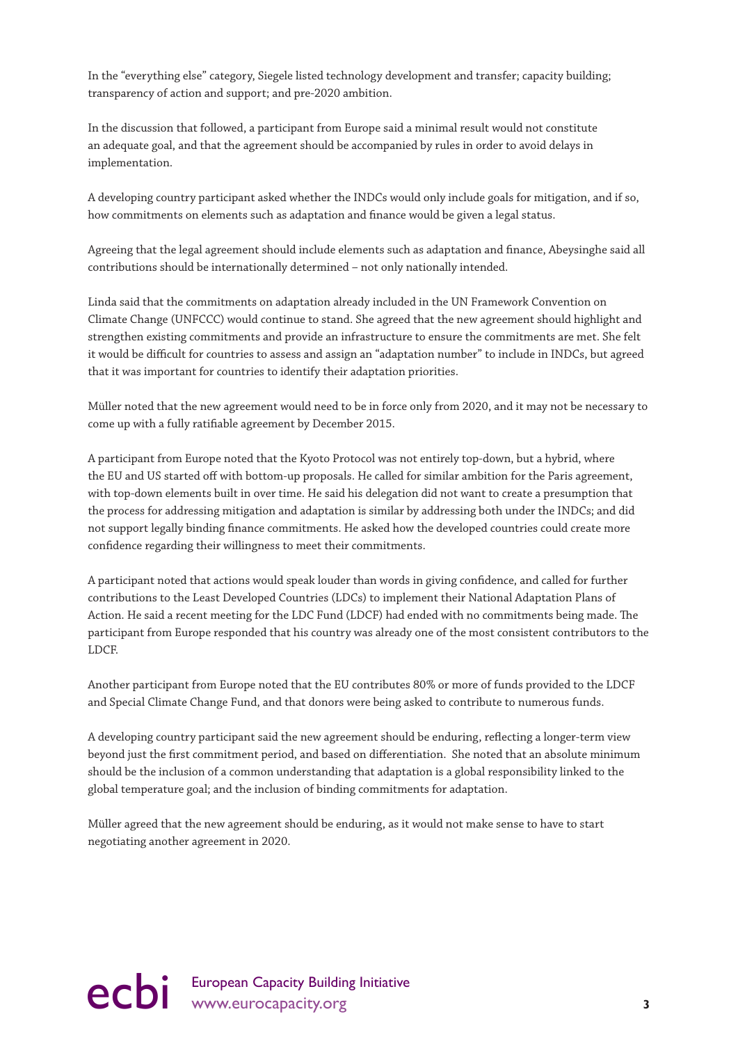In the "everything else" category, Siegele listed technology development and transfer; capacity building; transparency of action and support; and pre-2020 ambition.

In the discussion that followed, a participant from Europe said a minimal result would not constitute an adequate goal, and that the agreement should be accompanied by rules in order to avoid delays in implementation.

A developing country participant asked whether the INDCs would only include goals for mitigation, and if so, how commitments on elements such as adaptation and finance would be given a legal status.

Agreeing that the legal agreement should include elements such as adaptation and finance, Abeysinghe said all contributions should be internationally determined – not only nationally intended.

Linda said that the commitments on adaptation already included in the UN Framework Convention on Climate Change (UNFCCC) would continue to stand. She agreed that the new agreement should highlight and strengthen existing commitments and provide an infrastructure to ensure the commitments are met. She felt it would be difficult for countries to assess and assign an "adaptation number" to include in INDCs, but agreed that it was important for countries to identify their adaptation priorities.

Müller noted that the new agreement would need to be in force only from 2020, and it may not be necessary to come up with a fully ratifiable agreement by December 2015.

A participant from Europe noted that the Kyoto Protocol was not entirely top-down, but a hybrid, where the EU and US started off with bottom-up proposals. He called for similar ambition for the Paris agreement, with top-down elements built in over time. He said his delegation did not want to create a presumption that the process for addressing mitigation and adaptation is similar by addressing both under the INDCs; and did not support legally binding finance commitments. He asked how the developed countries could create more confidence regarding their willingness to meet their commitments.

A participant noted that actions would speak louder than words in giving confidence, and called for further contributions to the Least Developed Countries (LDCs) to implement their National Adaptation Plans of Action. He said a recent meeting for the LDC Fund (LDCF) had ended with no commitments being made. The participant from Europe responded that his country was already one of the most consistent contributors to the LDCF.

Another participant from Europe noted that the EU contributes 80% or more of funds provided to the LDCF and Special Climate Change Fund, and that donors were being asked to contribute to numerous funds.

A developing country participant said the new agreement should be enduring, reflecting a longer-term view beyond just the first commitment period, and based on differentiation. She noted that an absolute minimum should be the inclusion of a common understanding that adaptation is a global responsibility linked to the global temperature goal; and the inclusion of binding commitments for adaptation.

Müller agreed that the new agreement should be enduring, as it would not make sense to have to start negotiating another agreement in 2020.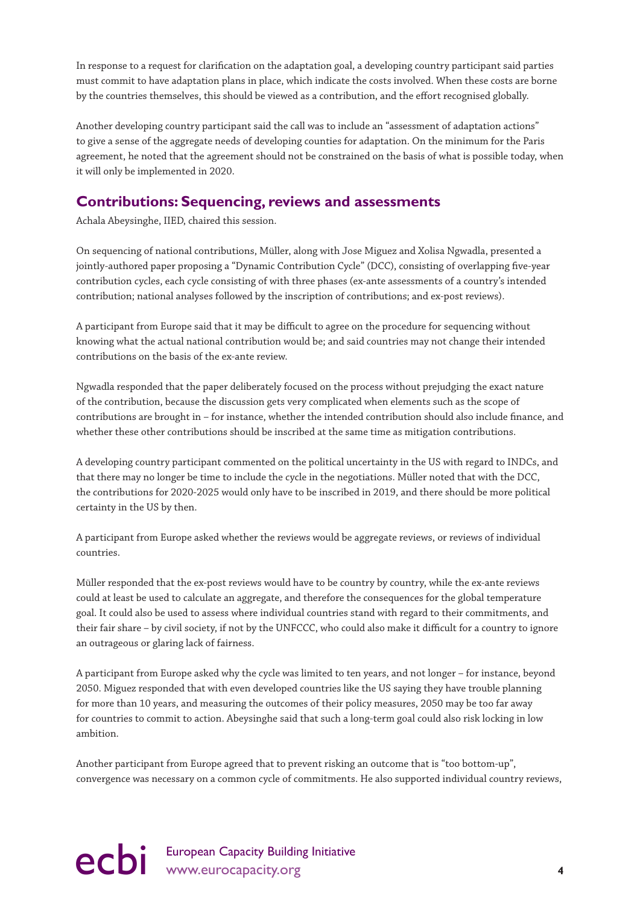In response to a request for clarification on the adaptation goal, a developing country participant said parties must commit to have adaptation plans in place, which indicate the costs involved. When these costs are borne by the countries themselves, this should be viewed as a contribution, and the effort recognised globally.

Another developing country participant said the call was to include an "assessment of adaptation actions" to give a sense of the aggregate needs of developing counties for adaptation. On the minimum for the Paris agreement, he noted that the agreement should not be constrained on the basis of what is possible today, when it will only be implemented in 2020.

## Contributions: Sequencing, reviews and assessments

Achala Abeysinghe, IIED, chaired this session.

On sequencing of national contributions, Müller, along with Jose Miguez and Xolisa Ngwadla, presented a jointly-authored paper proposing a "Dynamic Contribution Cycle" (DCC), consisting of overlapping five-year contribution cycles, each cycle consisting of with three phases (ex-ante assessments of a country's intended contribution; national analyses followed by the inscription of contributions; and ex-post reviews).

A participant from Europe said that it may be difficult to agree on the procedure for sequencing without knowing what the actual national contribution would be; and said countries may not change their intended contributions on the basis of the ex-ante review.

Ngwadla responded that the paper deliberately focused on the process without prejudging the exact nature of the contribution, because the discussion gets very complicated when elements such as the scope of contributions are brought in – for instance, whether the intended contribution should also include finance, and whether these other contributions should be inscribed at the same time as mitigation contributions.

A developing country participant commented on the political uncertainty in the US with regard to INDCs, and that there may no longer be time to include the cycle in the negotiations. Müller noted that with the DCC, the contributions for 2020-2025 would only have to be inscribed in 2019, and there should be more political certainty in the US by then.

A participant from Europe asked whether the reviews would be aggregate reviews, or reviews of individual countries.

Müller responded that the ex-post reviews would have to be country by country, while the ex-ante reviews could at least be used to calculate an aggregate, and therefore the consequences for the global temperature goal. It could also be used to assess where individual countries stand with regard to their commitments, and their fair share – by civil society, if not by the UNFCCC, who could also make it difficult for a country to ignore an outrageous or glaring lack of fairness.

A participant from Europe asked why the cycle was limited to ten years, and not longer – for instance, beyond 2050. Miguez responded that with even developed countries like the US saying they have trouble planning for more than 10 years, and measuring the outcomes of their policy measures, 2050 may be too far away for countries to commit to action. Abeysinghe said that such a long-term goal could also risk locking in low ambition.

Another participant from Europe agreed that to prevent risking an outcome that is "too bottom-up", convergence was necessary on a common cycle of commitments. He also supported individual country reviews,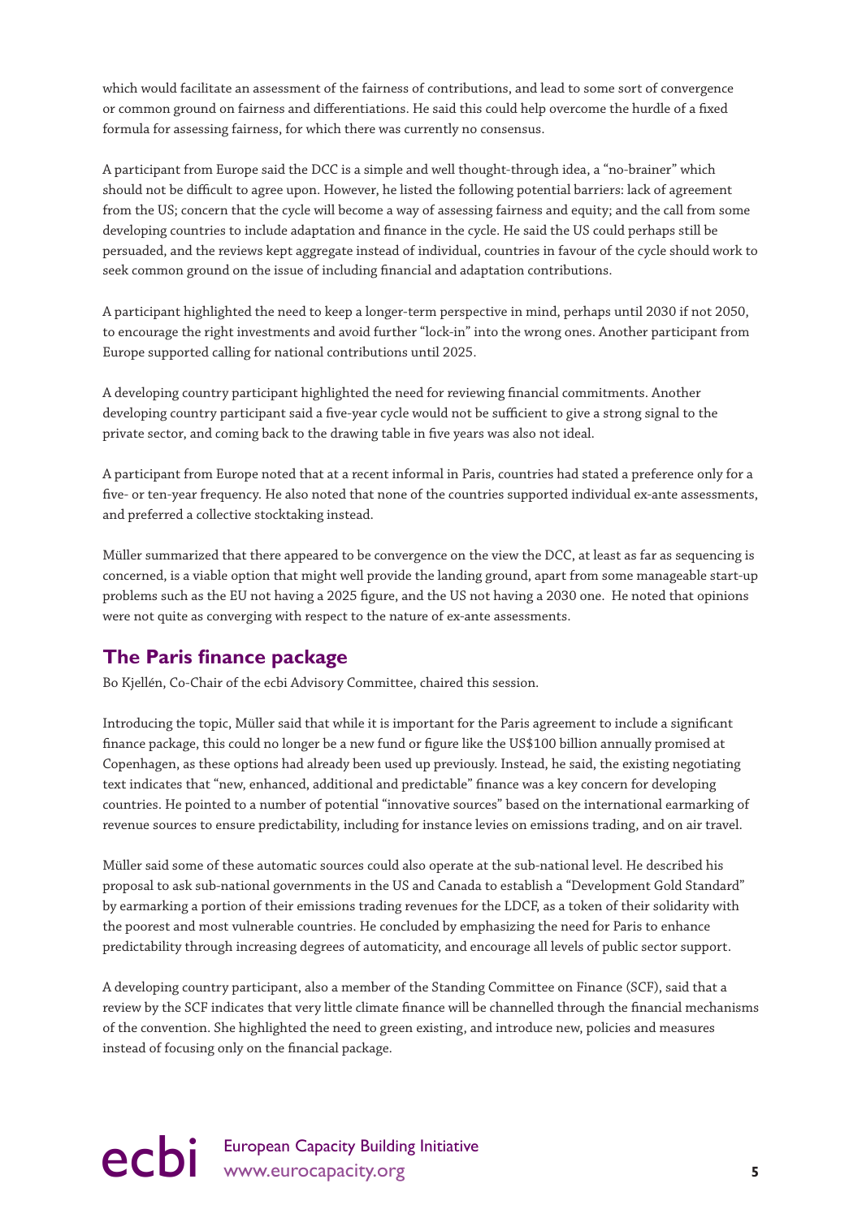which would facilitate an assessment of the fairness of contributions, and lead to some sort of convergence or common ground on fairness and differentiations. He said this could help overcome the hurdle of a fixed formula for assessing fairness, for which there was currently no consensus.

A participant from Europe said the DCC is a simple and well thought-through idea, a "no-brainer" which should not be difficult to agree upon. However, he listed the following potential barriers: lack of agreement from the US; concern that the cycle will become a way of assessing fairness and equity; and the call from some developing countries to include adaptation and finance in the cycle. He said the US could perhaps still be persuaded, and the reviews kept aggregate instead of individual, countries in favour of the cycle should work to seek common ground on the issue of including financial and adaptation contributions.

A participant highlighted the need to keep a longer-term perspective in mind, perhaps until 2030 if not 2050, to encourage the right investments and avoid further "lock-in" into the wrong ones. Another participant from Europe supported calling for national contributions until 2025.

A developing country participant highlighted the need for reviewing financial commitments. Another developing country participant said a five-year cycle would not be sufficient to give a strong signal to the private sector, and coming back to the drawing table in five years was also not ideal.

A participant from Europe noted that at a recent informal in Paris, countries had stated a preference only for a five- or ten-year frequency. He also noted that none of the countries supported individual ex-ante assessments, and preferred a collective stocktaking instead.

Müller summarized that there appeared to be convergence on the view the DCC, at least as far as sequencing is concerned, is a viable option that might well provide the landing ground, apart from some manageable start-up problems such as the EU not having a 2025 figure, and the US not having a 2030 one. He noted that opinions were not quite as converging with respect to the nature of ex-ante assessments.

## The Paris finance package

Bo Kjellén, Co-Chair of the ecbi Advisory Committee, chaired this session.

Introducing the topic, Müller said that while it is important for the Paris agreement to include a significant finance package, this could no longer be a new fund or figure like the US$100 billion annually promised at Copenhagen, as these options had already been used up previously. Instead, he said, the existing negotiating text indicates that "new, enhanced, additional and predictable" finance was a key concern for developing countries. He pointed to a number of potential "innovative sources" based on the international earmarking of revenue sources to ensure predictability, including for instance levies on emissions trading, and on air travel.

Müller said some of these automatic sources could also operate at the sub-national level. He described his proposal to ask sub-national governments in the US and Canada to establish a "Development Gold Standard" by earmarking a portion of their emissions trading revenues for the LDCF, as a token of their solidarity with the poorest and most vulnerable countries. He concluded by emphasizing the need for Paris to enhance predictability through increasing degrees of automaticity, and encourage all levels of public sector support.

A developing country participant, also a member of the Standing Committee on Finance (SCF), said that a review by the SCF indicates that very little climate finance will be channelled through the financial mechanisms of the convention. She highlighted the need to green existing, and introduce new, policies and measures instead of focusing only on the financial package.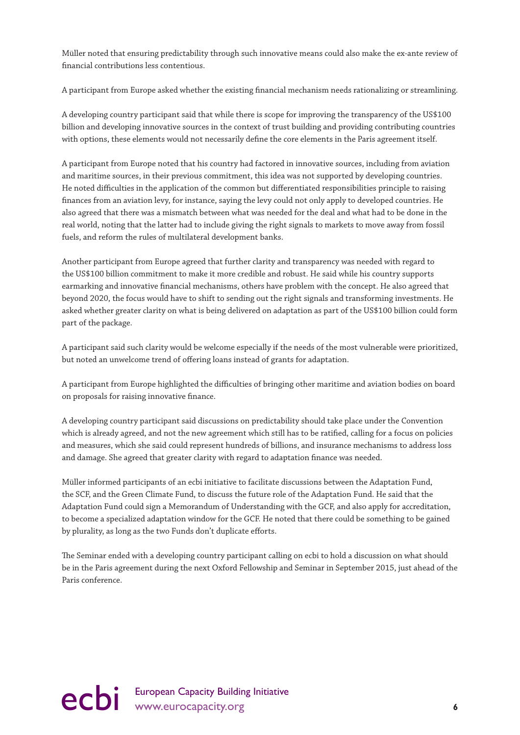Müller noted that ensuring predictability through such innovative means could also make the ex-ante review of financial contributions less contentious.

A participant from Europe asked whether the existing financial mechanism needs rationalizing or streamlining.

A developing country participant said that while there is scope for improving the transparency of the US$100 billion and developing innovative sources in the context of trust building and providing contributing countries with options, these elements would not necessarily define the core elements in the Paris agreement itself.

A participant from Europe noted that his country had factored in innovative sources, including from aviation and maritime sources, in their previous commitment, this idea was not supported by developing countries. He noted difficulties in the application of the common but differentiated responsibilities principle to raising finances from an aviation levy, for instance, saying the levy could not only apply to developed countries. He also agreed that there was a mismatch between what was needed for the deal and what had to be done in the real world, noting that the latter had to include giving the right signals to markets to move away from fossil fuels, and reform the rules of multilateral development banks.

Another participant from Europe agreed that further clarity and transparency was needed with regard to the US$100 billion commitment to make it more credible and robust. He said while his country supports earmarking and innovative financial mechanisms, others have problem with the concept. He also agreed that beyond 2020, the focus would have to shift to sending out the right signals and transforming investments. He asked whether greater clarity on what is being delivered on adaptation as part of the US$100 billion could form part of the package.

A participant said such clarity would be welcome especially if the needs of the most vulnerable were prioritized, but noted an unwelcome trend of offering loans instead of grants for adaptation.

A participant from Europe highlighted the difficulties of bringing other maritime and aviation bodies on board on proposals for raising innovative finance.

A developing country participant said discussions on predictability should take place under the Convention which is already agreed, and not the new agreement which still has to be ratified, calling for a focus on policies and measures, which she said could represent hundreds of billions, and insurance mechanisms to address loss and damage. She agreed that greater clarity with regard to adaptation finance was needed.

Müller informed participants of an ecbi initiative to facilitate discussions between the Adaptation Fund, the SCF, and the Green Climate Fund, to discuss the future role of the Adaptation Fund. He said that the Adaptation Fund could sign a Memorandum of Understanding with the GCF, and also apply for accreditation, to become a specialized adaptation window for the GCF. He noted that there could be something to be gained by plurality, as long as the two Funds don't duplicate efforts.

The Seminar ended with a developing country participant calling on ecbi to hold a discussion on what should be in the Paris agreement during the next Oxford Fellowship and Seminar in September 2015, just ahead of the Paris conference.